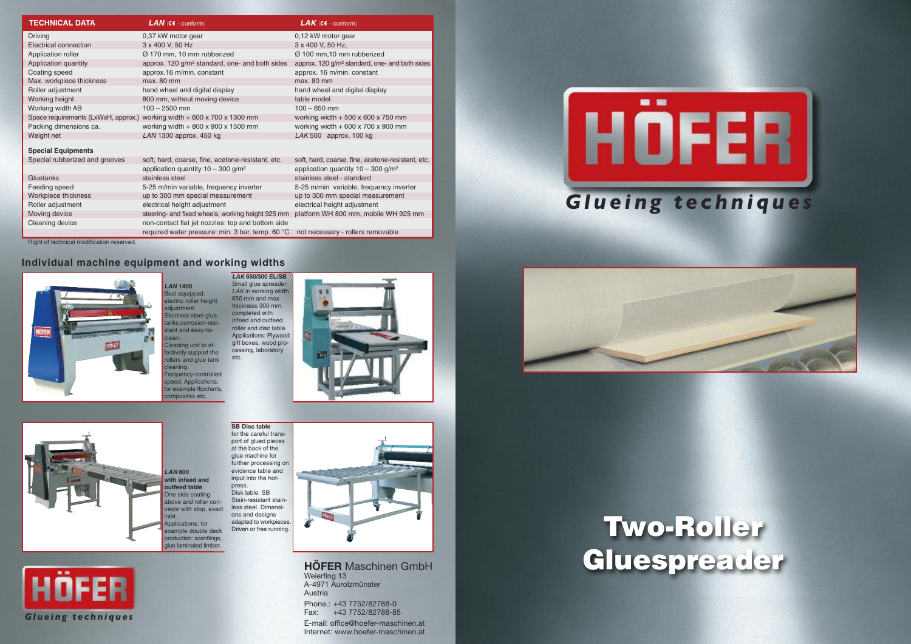| TECHNICAL DATA | LAN (CE - conform) | LAK (CE - conform) |
|---|---|---|
| Driving | 0,37 kW motor gear | 0,12 kW motor gear |
| Electrical connection | 3 x 400 V, 50 Hz | 3 x 400 V, 50 Hz, |
| Application roller | Ø 170 mm, 10 mm rubberized | Ø 100 mm,10 mm rubberized |
| Application quantity | approx. 120 g/m² standard, one- and both sides | approx. 120 g/m² standard, one- and both sides |
| Coating speed | approx.16 m/min. constant | approx. 16 m/min. constant |
| Max. workpiece thickness | max. 80 mm | max. 80 mm |
| Roller adjustment | hand wheel and digital display | hand wheel and digital display |
| Working height | 800 mm, without moving device | table model |
| Working width AB | 100 – 2500 mm | 100 – 650 mm |
| Space requirements (LxWxH, approx.) | working width + 600 x 700 x 1300 mm | working width + 500 x 600 x 750 mm |
| Packing dimensions ca. | working width + 800 x 900 x 1500 mm | working width + 600 x 700 x 900 mm |
| Weight net | *LAN* 1300 approx. 450 kg | *LAK* 500 approx. 100 kg |
| **Special Equipments** | | |
| Special rubberized and grooves | soft, hard, coarse, fine, acetone-resistant, etc. application quantity 10 – 300 g/m² | soft, hard, coarse, fine, acetone-resistant, etc. application quantity 10 – 300 g/m² |
| Gluetanks | stainless steel | stainless steel - standard |
| Feeding speed | 5-25 m/min variable, frequency inverter | 5-25 m/min variable, frequency inverter |
| Workpiece thickness | up to 300 mm special measurement | up to 300 mm special measurement |
| Roller adjustment | electrical height adjustment | electrical height adjustment |
| Moving device | steering- and fixed wheels, working height 925 mm | platform WH 800 mm, mobile WH 925 mm |
| Cleaning device | non-contact flat jet nozzles: top and bottom side required water pressure: min. 3 bar, temp. 60 °C | not necessary - rollers removable |

Right of technical modification reserved.

## Individual machine equipment and working widths

***LAN* 1400**
Best equipped: electric roller height adjustment. Stainless steel glue tanks,corrosion-resistant and easy-to-clean. Cleaning unit to effectively support the rollers and glue tank cleaning. Frequency-controlled speed. Applications: for example flipcharts, composites etc.

***LAK* 650/300 EL/SB**
Small glue spreader *LAK* in working width 650 mm and max. thickness 300 mm, completed with infeed and outfeed roller and disc table. Applications: Plywood gift boxes, wood processing, laboratory etc.

***LAN* 800 with infeed and outfeed table**
One side coating above and roller conveyor with stop, exact inlet. Applications: for example double deck production: scantlings, glue laminated timber.

**SB Disc table**
for the careful transport of glued pieces at the back of the glue machine for further processing on evidence table and input into the hot-press. Disk table: SB Stain-resistant stainless steel. Dimensions and designs adapted to workpieces. Driven or free running.

HÖFER
*Glueing techniques*

**HÖFER** Maschinen GmbH
Weierfing 13
A-4971 Aurolzmünster
Austria

Phone.: +43 7752/82788-0
Fax: +43 7752/82788-85

E-mail: office@hoefer-maschinen.at
Internet: www.hoefer-maschinen.at

HÖFER
*Glueing techniques*

# Two-Roller Gluespreader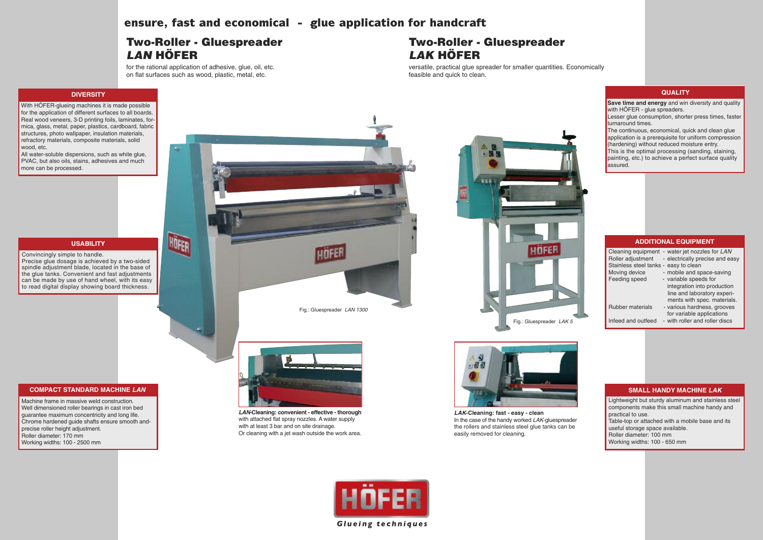# ensure, fast and economical - glue application for handcraft

## Two-Roller - Gluespreader *LAN* HÖFER

for the rational application of adhesive, glue, oil, etc.
on flat surfaces such as wood, plastic, metal, etc.

## Two-Roller - Gluespreader *LAK* HÖFER

versatile, practical glue spreader for smaller quantities. Economically feasible and quick to clean.

### DIVERSITY

With HÖFER-glueing machines it is made possible for the application of different surfaces to all boards. Real wood veneers, 3-D printing foils, laminates, formica, glass, metal, paper, plastics, cardboard, fabric structures, photo wallpaper, insulation materials, refractory materials, composite materials, solid wood, etc.
All water-soluble dispersions, such as white glue, PVAC, but also oils, stains, adhesives and much more can be processed.

### USABILITY

Convincingly simple to handle.
Precise glue dosage is achieved by a two-sided spindle adjustment blade, located in the base of the glue tanks. Convenient and fast adjustments can be made by use of hand wheel, with its easy to read digital display showing board thickness.

Fig.: Gluespreader *LAN 1300*

Fig.: Gluespreader *LAK 5*

### QUALITY

**Save time and energy** and win diversity and quality with HÖFER - glue spreaders.
Lesser glue consumption, shorter press times, faster turnaround times.
The continuous, economical, quick and clean glue application is a prerequisite for uniform compression (hardening) without reduced moisture entry.
This is the optimal processing (sanding, staining, painting, etc.) to achieve a perfect surface quality assured.

### ADDITIONAL EQUIPMENT

| | |
|---|---|
| Cleaning equipment | - water jet nozzles for *LAN* |
| Roller adjustment | - electrically precise and easy |
| Stainless steel tanks | - easy to clean |
| Moving device | - mobile and space-saving |
| Feeding speed | - variable speeds for integration into production line and laboratory experiments with spec. materials. |
| Rubber materials | - various hardness, grooves for variable applications |
| Infeed and outfeed | - with roller and roller discs |

### COMPACT STANDARD MACHINE *LAN*

Machine frame in massive weld construction.
Well dimensioned roller bearings in cast iron bed guarantee maximum concentricity and long life.
Chrome hardened guide shafts ensure smooth and precise roller height adjustment.
Roller diameter: 170 mm
Working widths: 100 - 2500 mm

***LAN*-Cleaning: convenient - effective - thorough**
with attached flat spray nozzles. A water supply with at least 3 bar and on site drainage.
Or cleaning with a jet wash outside the work area.

***LAK*-Cleaning: fast - easy - clean**
In the case of the handy worked *LAK*-gluespreader the rollers and stainless steel glue tanks can be easily removed for cleaning.

### SMALL HANDY MACHINE *LAK*

Lightweight but sturdy aluminum and stainless steel components make this small machine handy and practical to use.
Table-top or attached with a mobile base and its useful storage space available.
Roller diameter: 100 mm
Working widths: 100 - 650 mm

HÖFER
*Glueing techniques*